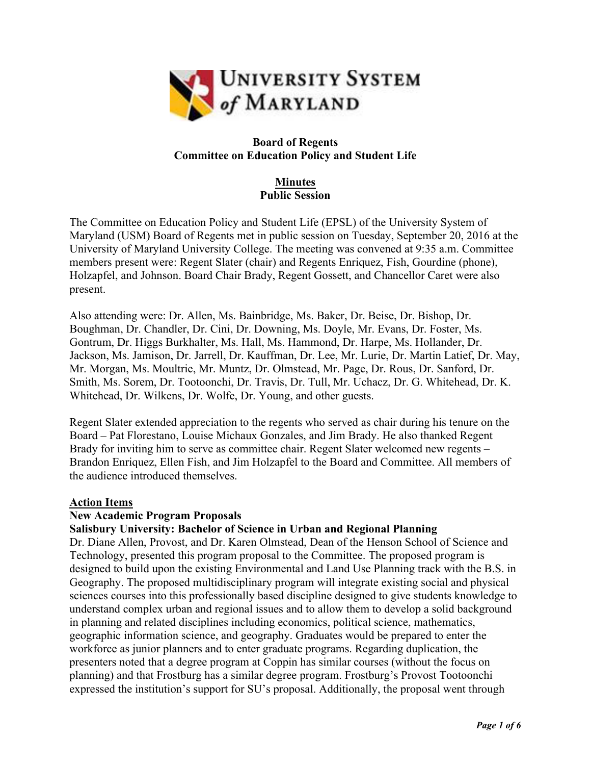UNIVERSITY SYSTEM of MARYLAND

**Board of Regents**
**Committee on Education Policy and Student Life**

**Minutes**
**Public Session**

The Committee on Education Policy and Student Life (EPSL) of the University System of Maryland (USM) Board of Regents met in public session on Tuesday, September 20, 2016 at the University of Maryland University College. The meeting was convened at 9:35 a.m. Committee members present were: Regent Slater (chair) and Regents Enriquez, Fish, Gourdine (phone), Holzapfel, and Johnson. Board Chair Brady, Regent Gossett, and Chancellor Caret were also present.

Also attending were: Dr. Allen, Ms. Bainbridge, Ms. Baker, Dr. Beise, Dr. Bishop, Dr. Boughman, Dr. Chandler, Dr. Cini, Dr. Downing, Ms. Doyle, Mr. Evans, Dr. Foster, Ms. Gontrum, Dr. Higgs Burkhalter, Ms. Hall, Ms. Hammond, Dr. Harpe, Ms. Hollander, Dr. Jackson, Ms. Jamison, Dr. Jarrell, Dr. Kauffman, Dr. Lee, Mr. Lurie, Dr. Martin Latief, Dr. May, Mr. Morgan, Ms. Moultrie, Mr. Muntz, Dr. Olmstead, Mr. Page, Dr. Rous, Dr. Sanford, Dr. Smith, Ms. Sorem, Dr. Tootoonchi, Dr. Travis, Dr. Tull, Mr. Uchacz, Dr. G. Whitehead, Dr. K. Whitehead, Dr. Wilkens, Dr. Wolfe, Dr. Young, and other guests.

Regent Slater extended appreciation to the regents who served as chair during his tenure on the Board – Pat Florestano, Louise Michaux Gonzales, and Jim Brady. He also thanked Regent Brady for inviting him to serve as committee chair. Regent Slater welcomed new regents – Brandon Enriquez, Ellen Fish, and Jim Holzapfel to the Board and Committee. All members of the audience introduced themselves.

**Action Items**

**New Academic Program Proposals**

**Salisbury University: Bachelor of Science in Urban and Regional Planning**

Dr. Diane Allen, Provost, and Dr. Karen Olmstead, Dean of the Henson School of Science and Technology, presented this program proposal to the Committee. The proposed program is designed to build upon the existing Environmental and Land Use Planning track with the B.S. in Geography. The proposed multidisciplinary program will integrate existing social and physical sciences courses into this professionally based discipline designed to give students knowledge to understand complex urban and regional issues and to allow them to develop a solid background in planning and related disciplines including economics, political science, mathematics, geographic information science, and geography. Graduates would be prepared to enter the workforce as junior planners and to enter graduate programs. Regarding duplication, the presenters noted that a degree program at Coppin has similar courses (without the focus on planning) and that Frostburg has a similar degree program. Frostburg's Provost Tootoonchi expressed the institution's support for SU's proposal. Additionally, the proposal went through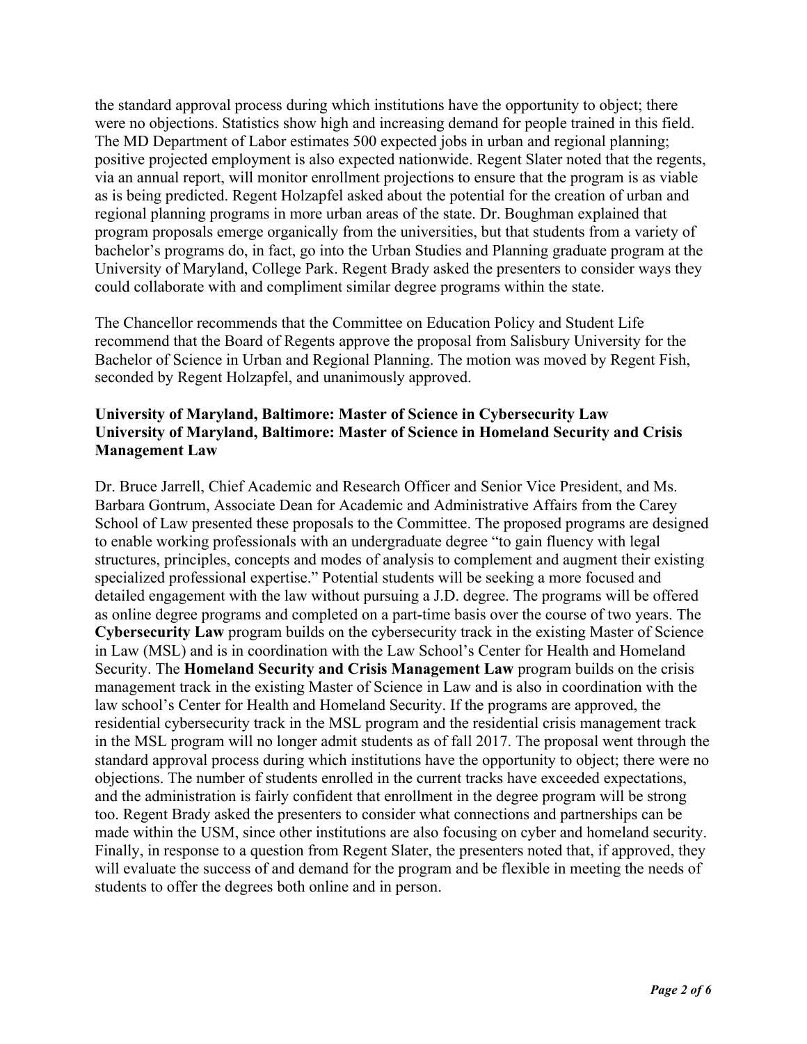the standard approval process during which institutions have the opportunity to object; there were no objections. Statistics show high and increasing demand for people trained in this field. The MD Department of Labor estimates 500 expected jobs in urban and regional planning; positive projected employment is also expected nationwide. Regent Slater noted that the regents, via an annual report, will monitor enrollment projections to ensure that the program is as viable as is being predicted. Regent Holzapfel asked about the potential for the creation of urban and regional planning programs in more urban areas of the state. Dr. Boughman explained that program proposals emerge organically from the universities, but that students from a variety of bachelor's programs do, in fact, go into the Urban Studies and Planning graduate program at the University of Maryland, College Park. Regent Brady asked the presenters to consider ways they could collaborate with and compliment similar degree programs within the state.

The Chancellor recommends that the Committee on Education Policy and Student Life recommend that the Board of Regents approve the proposal from Salisbury University for the Bachelor of Science in Urban and Regional Planning. The motion was moved by Regent Fish, seconded by Regent Holzapfel, and unanimously approved.

**University of Maryland, Baltimore: Master of Science in Cybersecurity Law**
**University of Maryland, Baltimore: Master of Science in Homeland Security and Crisis Management Law**

Dr. Bruce Jarrell, Chief Academic and Research Officer and Senior Vice President, and Ms. Barbara Gontrum, Associate Dean for Academic and Administrative Affairs from the Carey School of Law presented these proposals to the Committee. The proposed programs are designed to enable working professionals with an undergraduate degree "to gain fluency with legal structures, principles, concepts and modes of analysis to complement and augment their existing specialized professional expertise." Potential students will be seeking a more focused and detailed engagement with the law without pursuing a J.D. degree. The programs will be offered as online degree programs and completed on a part-time basis over the course of two years. The **Cybersecurity Law** program builds on the cybersecurity track in the existing Master of Science in Law (MSL) and is in coordination with the Law School's Center for Health and Homeland Security. The **Homeland Security and Crisis Management Law** program builds on the crisis management track in the existing Master of Science in Law and is also in coordination with the law school's Center for Health and Homeland Security. If the programs are approved, the residential cybersecurity track in the MSL program and the residential crisis management track in the MSL program will no longer admit students as of fall 2017. The proposal went through the standard approval process during which institutions have the opportunity to object; there were no objections. The number of students enrolled in the current tracks have exceeded expectations, and the administration is fairly confident that enrollment in the degree program will be strong too. Regent Brady asked the presenters to consider what connections and partnerships can be made within the USM, since other institutions are also focusing on cyber and homeland security. Finally, in response to a question from Regent Slater, the presenters noted that, if approved, they will evaluate the success of and demand for the program and be flexible in meeting the needs of students to offer the degrees both online and in person.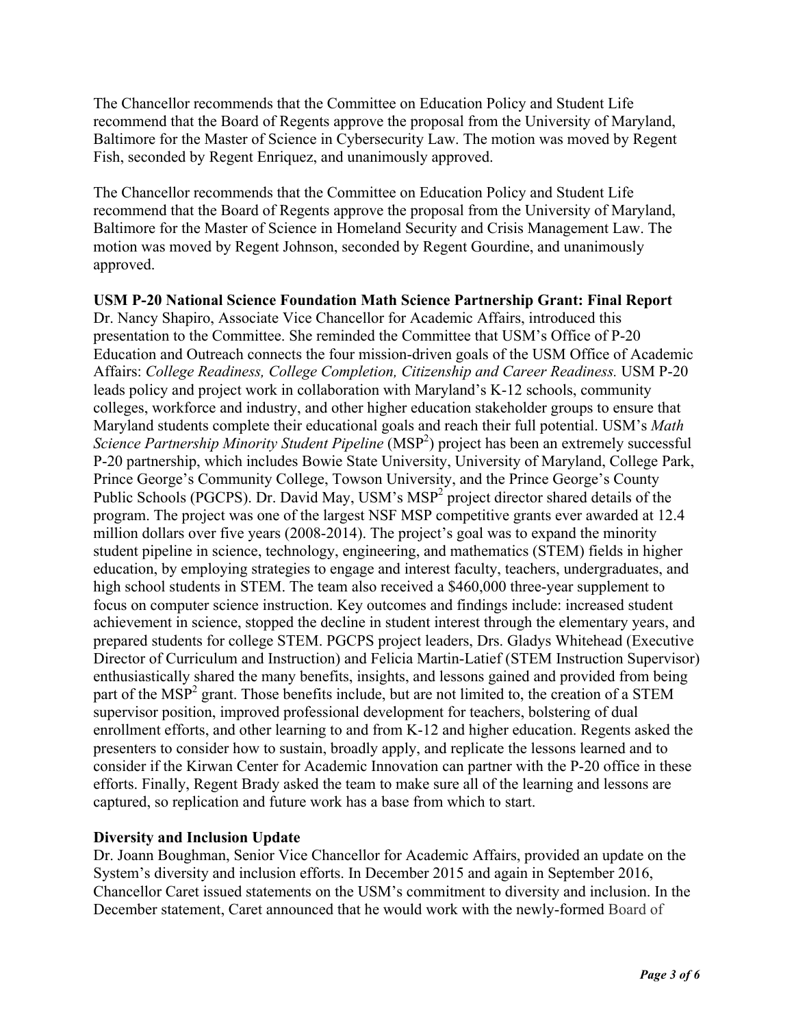The Chancellor recommends that the Committee on Education Policy and Student Life recommend that the Board of Regents approve the proposal from the University of Maryland, Baltimore for the Master of Science in Cybersecurity Law. The motion was moved by Regent Fish, seconded by Regent Enriquez, and unanimously approved.

The Chancellor recommends that the Committee on Education Policy and Student Life recommend that the Board of Regents approve the proposal from the University of Maryland, Baltimore for the Master of Science in Homeland Security and Crisis Management Law. The motion was moved by Regent Johnson, seconded by Regent Gourdine, and unanimously approved.

**USM P-20 National Science Foundation Math Science Partnership Grant: Final Report**
Dr. Nancy Shapiro, Associate Vice Chancellor for Academic Affairs, introduced this presentation to the Committee. She reminded the Committee that USM's Office of P-20 Education and Outreach connects the four mission-driven goals of the USM Office of Academic Affairs: *College Readiness, College Completion, Citizenship and Career Readiness.* USM P-20 leads policy and project work in collaboration with Maryland's K-12 schools, community colleges, workforce and industry, and other higher education stakeholder groups to ensure that Maryland students complete their educational goals and reach their full potential. USM's *Math Science Partnership Minority Student Pipeline* ($MSP^2$) project has been an extremely successful P-20 partnership, which includes Bowie State University, University of Maryland, College Park, Prince George's Community College, Towson University, and the Prince George's County Public Schools (PGCPS). Dr. David May, USM's $MSP^2$ project director shared details of the program. The project was one of the largest NSF MSP competitive grants ever awarded at 12.4 million dollars over five years (2008-2014). The project's goal was to expand the minority student pipeline in science, technology, engineering, and mathematics (STEM) fields in higher education, by employing strategies to engage and interest faculty, teachers, undergraduates, and high school students in STEM. The team also received a $460,000 three-year supplement to focus on computer science instruction. Key outcomes and findings include: increased student achievement in science, stopped the decline in student interest through the elementary years, and prepared students for college STEM. PGCPS project leaders, Drs. Gladys Whitehead (Executive Director of Curriculum and Instruction) and Felicia Martin-Latief (STEM Instruction Supervisor) enthusiastically shared the many benefits, insights, and lessons gained and provided from being part of the $MSP^2$ grant. Those benefits include, but are not limited to, the creation of a STEM supervisor position, improved professional development for teachers, bolstering of dual enrollment efforts, and other learning to and from K-12 and higher education. Regents asked the presenters to consider how to sustain, broadly apply, and replicate the lessons learned and to consider if the Kirwan Center for Academic Innovation can partner with the P-20 office in these efforts. Finally, Regent Brady asked the team to make sure all of the learning and lessons are captured, so replication and future work has a base from which to start.

**Diversity and Inclusion Update**
Dr. Joann Boughman, Senior Vice Chancellor for Academic Affairs, provided an update on the System's diversity and inclusion efforts. In December 2015 and again in September 2016, Chancellor Caret issued statements on the USM's commitment to diversity and inclusion. In the December statement, Caret announced that he would work with the newly-formed Board of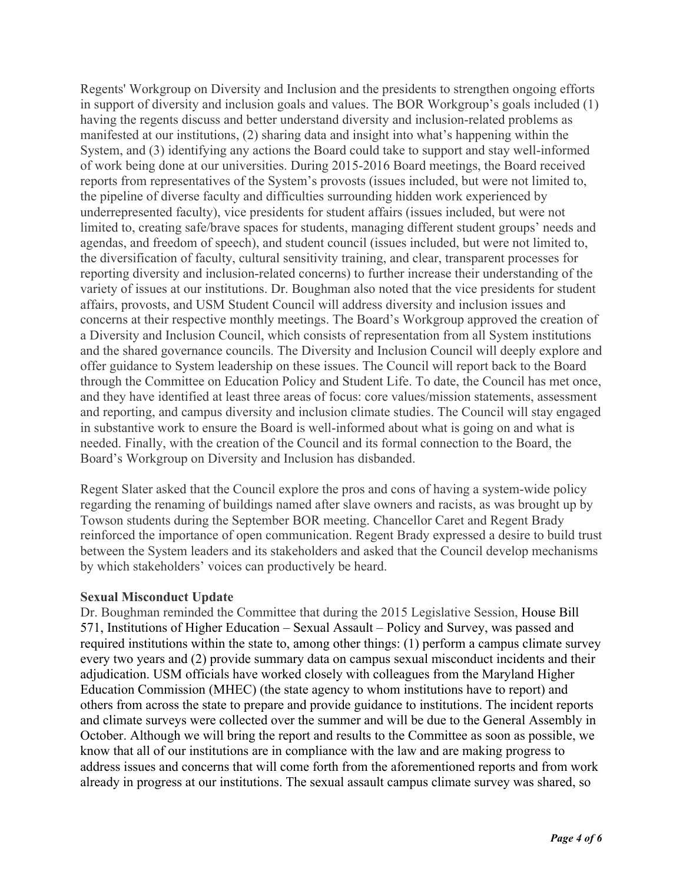Regents' Workgroup on Diversity and Inclusion and the presidents to strengthen ongoing efforts in support of diversity and inclusion goals and values. The BOR Workgroup's goals included (1) having the regents discuss and better understand diversity and inclusion-related problems as manifested at our institutions, (2) sharing data and insight into what's happening within the System, and (3) identifying any actions the Board could take to support and stay well-informed of work being done at our universities. During 2015-2016 Board meetings, the Board received reports from representatives of the System's provosts (issues included, but were not limited to, the pipeline of diverse faculty and difficulties surrounding hidden work experienced by underrepresented faculty), vice presidents for student affairs (issues included, but were not limited to, creating safe/brave spaces for students, managing different student groups' needs and agendas, and freedom of speech), and student council (issues included, but were not limited to, the diversification of faculty, cultural sensitivity training, and clear, transparent processes for reporting diversity and inclusion-related concerns) to further increase their understanding of the variety of issues at our institutions. Dr. Boughman also noted that the vice presidents for student affairs, provosts, and USM Student Council will address diversity and inclusion issues and concerns at their respective monthly meetings. The Board's Workgroup approved the creation of a Diversity and Inclusion Council, which consists of representation from all System institutions and the shared governance councils. The Diversity and Inclusion Council will deeply explore and offer guidance to System leadership on these issues. The Council will report back to the Board through the Committee on Education Policy and Student Life. To date, the Council has met once, and they have identified at least three areas of focus: core values/mission statements, assessment and reporting, and campus diversity and inclusion climate studies. The Council will stay engaged in substantive work to ensure the Board is well-informed about what is going on and what is needed. Finally, with the creation of the Council and its formal connection to the Board, the Board's Workgroup on Diversity and Inclusion has disbanded.

Regent Slater asked that the Council explore the pros and cons of having a system-wide policy regarding the renaming of buildings named after slave owners and racists, as was brought up by Towson students during the September BOR meeting. Chancellor Caret and Regent Brady reinforced the importance of open communication. Regent Brady expressed a desire to build trust between the System leaders and its stakeholders and asked that the Council develop mechanisms by which stakeholders' voices can productively be heard.

**Sexual Misconduct Update**

Dr. Boughman reminded the Committee that during the 2015 Legislative Session, House Bill 571, Institutions of Higher Education – Sexual Assault – Policy and Survey, was passed and required institutions within the state to, among other things: (1) perform a campus climate survey every two years and (2) provide summary data on campus sexual misconduct incidents and their adjudication. USM officials have worked closely with colleagues from the Maryland Higher Education Commission (MHEC) (the state agency to whom institutions have to report) and others from across the state to prepare and provide guidance to institutions. The incident reports and climate surveys were collected over the summer and will be due to the General Assembly in October. Although we will bring the report and results to the Committee as soon as possible, we know that all of our institutions are in compliance with the law and are making progress to address issues and concerns that will come forth from the aforementioned reports and from work already in progress at our institutions. The sexual assault campus climate survey was shared, so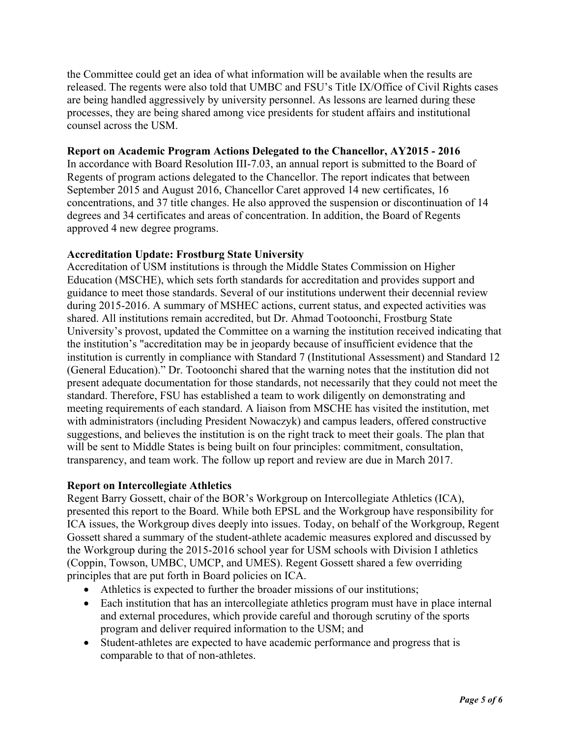the Committee could get an idea of what information will be available when the results are released. The regents were also told that UMBC and FSU's Title IX/Office of Civil Rights cases are being handled aggressively by university personnel. As lessons are learned during these processes, they are being shared among vice presidents for student affairs and institutional counsel across the USM.

**Report on Academic Program Actions Delegated to the Chancellor, AY2015 - 2016**
In accordance with Board Resolution III-7.03, an annual report is submitted to the Board of Regents of program actions delegated to the Chancellor. The report indicates that between September 2015 and August 2016, Chancellor Caret approved 14 new certificates, 16 concentrations, and 37 title changes. He also approved the suspension or discontinuation of 14 degrees and 34 certificates and areas of concentration. In addition, the Board of Regents approved 4 new degree programs.

**Accreditation Update: Frostburg State University**
Accreditation of USM institutions is through the Middle States Commission on Higher Education (MSCHE), which sets forth standards for accreditation and provides support and guidance to meet those standards. Several of our institutions underwent their decennial review during 2015-2016. A summary of MSHEC actions, current status, and expected activities was shared. All institutions remain accredited, but Dr. Ahmad Tootoonchi, Frostburg State University's provost, updated the Committee on a warning the institution received indicating that the institution's "accreditation may be in jeopardy because of insufficient evidence that the institution is currently in compliance with Standard 7 (Institutional Assessment) and Standard 12 (General Education)." Dr. Tootoonchi shared that the warning notes that the institution did not present adequate documentation for those standards, not necessarily that they could not meet the standard. Therefore, FSU has established a team to work diligently on demonstrating and meeting requirements of each standard. A liaison from MSCHE has visited the institution, met with administrators (including President Nowaczyk) and campus leaders, offered constructive suggestions, and believes the institution is on the right track to meet their goals. The plan that will be sent to Middle States is being built on four principles: commitment, consultation, transparency, and team work. The follow up report and review are due in March 2017.

**Report on Intercollegiate Athletics**
Regent Barry Gossett, chair of the BOR's Workgroup on Intercollegiate Athletics (ICA), presented this report to the Board. While both EPSL and the Workgroup have responsibility for ICA issues, the Workgroup dives deeply into issues. Today, on behalf of the Workgroup, Regent Gossett shared a summary of the student-athlete academic measures explored and discussed by the Workgroup during the 2015-2016 school year for USM schools with Division I athletics (Coppin, Towson, UMBC, UMCP, and UMES). Regent Gossett shared a few overriding principles that are put forth in Board policies on ICA.

- Athletics is expected to further the broader missions of our institutions;
- Each institution that has an intercollegiate athletics program must have in place internal and external procedures, which provide careful and thorough scrutiny of the sports program and deliver required information to the USM; and
- Student-athletes are expected to have academic performance and progress that is comparable to that of non-athletes.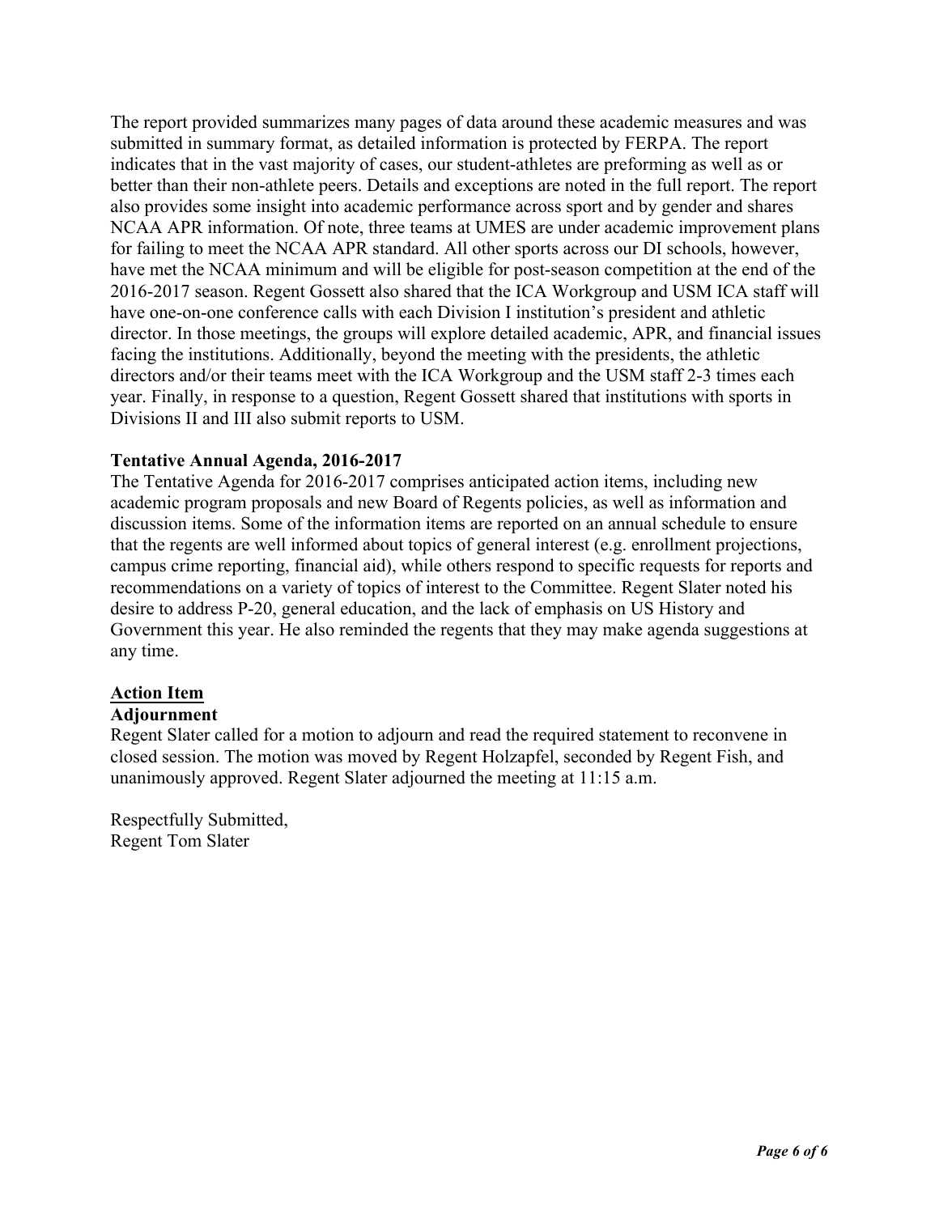The report provided summarizes many pages of data around these academic measures and was submitted in summary format, as detailed information is protected by FERPA. The report indicates that in the vast majority of cases, our student-athletes are preforming as well as or better than their non-athlete peers. Details and exceptions are noted in the full report. The report also provides some insight into academic performance across sport and by gender and shares NCAA APR information. Of note, three teams at UMES are under academic improvement plans for failing to meet the NCAA APR standard. All other sports across our DI schools, however, have met the NCAA minimum and will be eligible for post-season competition at the end of the 2016-2017 season. Regent Gossett also shared that the ICA Workgroup and USM ICA staff will have one-on-one conference calls with each Division I institution's president and athletic director. In those meetings, the groups will explore detailed academic, APR, and financial issues facing the institutions. Additionally, beyond the meeting with the presidents, the athletic directors and/or their teams meet with the ICA Workgroup and the USM staff 2-3 times each year. Finally, in response to a question, Regent Gossett shared that institutions with sports in Divisions II and III also submit reports to USM.

**Tentative Annual Agenda, 2016-2017**

The Tentative Agenda for 2016-2017 comprises anticipated action items, including new academic program proposals and new Board of Regents policies, as well as information and discussion items. Some of the information items are reported on an annual schedule to ensure that the regents are well informed about topics of general interest (e.g. enrollment projections, campus crime reporting, financial aid), while others respond to specific requests for reports and recommendations on a variety of topics of interest to the Committee. Regent Slater noted his desire to address P-20, general education, and the lack of emphasis on US History and Government this year. He also reminded the regents that they may make agenda suggestions at any time.

**Action Item**

**Adjournment**

Regent Slater called for a motion to adjourn and read the required statement to reconvene in closed session. The motion was moved by Regent Holzapfel, seconded by Regent Fish, and unanimously approved. Regent Slater adjourned the meeting at 11:15 a.m.

Respectfully Submitted,
Regent Tom Slater